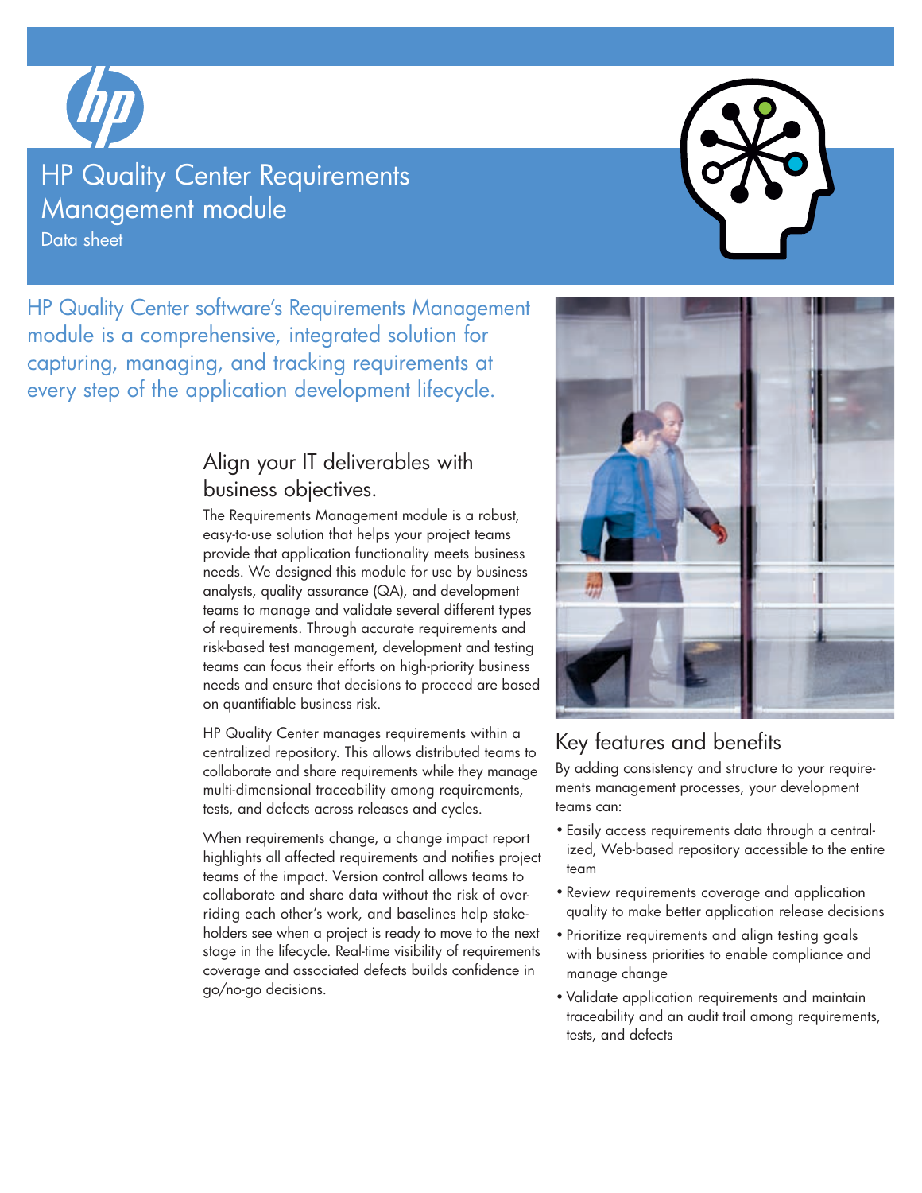# HP Quality Center Requirements Management module

Data sheet

HP Quality Center software's Requirements Management module is a comprehensive, integrated solution for capturing, managing, and tracking requirements at every step of the application development lifecycle.

## Align your IT deliverables with business objectives.

The Requirements Management module is a robust, easy-to-use solution that helps your project teams provide that application functionality meets business needs. We designed this module for use by business analysts, quality assurance (QA), and development teams to manage and validate several different types of requirements. Through accurate requirements and risk-based test management, development and testing teams can focus their efforts on high-priority business needs and ensure that decisions to proceed are based on quantifiable business risk.

HP Quality Center manages requirements within a centralized repository. This allows distributed teams to collaborate and share requirements while they manage multi-dimensional traceability among requirements, tests, and defects across releases and cycles.

When requirements change, a change impact report highlights all affected requirements and notifies project teams of the impact. Version control allows teams to collaborate and share data without the risk of overriding each other's work, and baselines help stakeholders see when a project is ready to move to the next stage in the lifecycle. Real-time visibility of requirements coverage and associated defects builds confidence in go/no-go decisions.

## Key features and benefits

By adding consistency and structure to your requirements management processes, your development teams can:

- Easily access requirements data through a centralized, Web-based repository accessible to the entire team
- Review requirements coverage and application quality to make better application release decisions
- Prioritize requirements and align testing goals with business priorities to enable compliance and manage change
- Validate application requirements and maintain traceability and an audit trail among requirements, tests, and defects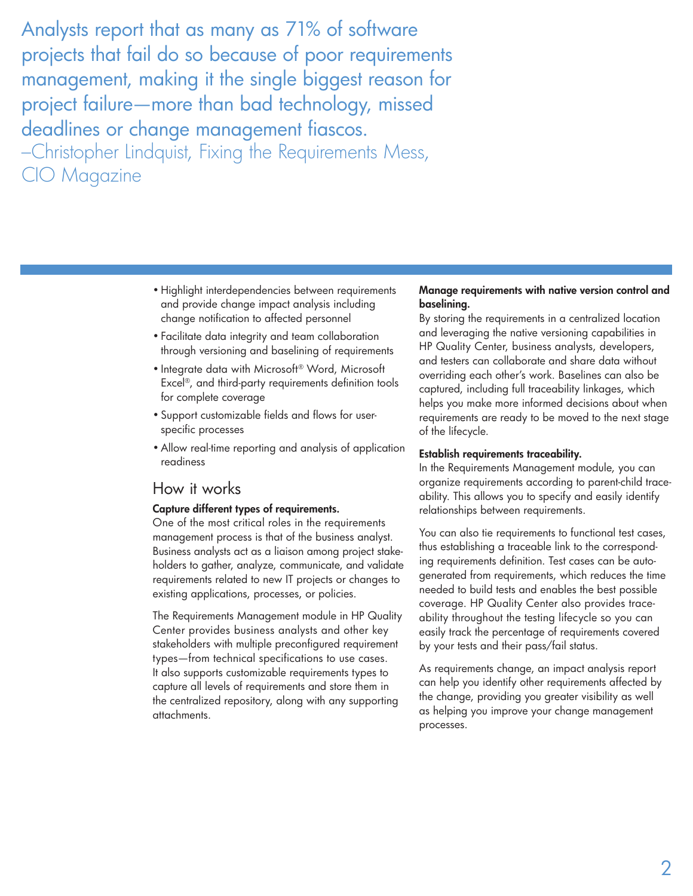Analysts report that as many as 71% of software projects that fail do so because of poor requirements management, making it the single biggest reason for project failure—more than bad technology, missed deadlines or change management fiascos.
–Christopher Lindquist, Fixing the Requirements Mess, CIO Magazine

- Highlight interdependencies between requirements and provide change impact analysis including change notification to affected personnel
- Facilitate data integrity and team collaboration through versioning and baselining of requirements
- Integrate data with Microsoft® Word, Microsoft Excel®, and third-party requirements definition tools for complete coverage
- Support customizable fields and flows for user-specific processes
- Allow real-time reporting and analysis of application readiness

## How it works

**Capture different types of requirements.**
One of the most critical roles in the requirements management process is that of the business analyst. Business analysts act as a liaison among project stakeholders to gather, analyze, communicate, and validate requirements related to new IT projects or changes to existing applications, processes, or policies.

The Requirements Management module in HP Quality Center provides business analysts and other key stakeholders with multiple preconfigured requirement types—from technical specifications to use cases. It also supports customizable requirements types to capture all levels of requirements and store them in the centralized repository, along with any supporting attachments.

**Manage requirements with native version control and baselining.**
By storing the requirements in a centralized location and leveraging the native versioning capabilities in HP Quality Center, business analysts, developers, and testers can collaborate and share data without overriding each other's work. Baselines can also be captured, including full traceability linkages, which helps you make more informed decisions about when requirements are ready to be moved to the next stage of the lifecycle.

**Establish requirements traceability.**
In the Requirements Management module, you can organize requirements according to parent-child traceability. This allows you to specify and easily identify relationships between requirements.

You can also tie requirements to functional test cases, thus establishing a traceable link to the corresponding requirements definition. Test cases can be auto-generated from requirements, which reduces the time needed to build tests and enables the best possible coverage. HP Quality Center also provides traceability throughout the testing lifecycle so you can easily track the percentage of requirements covered by your tests and their pass/fail status.

As requirements change, an impact analysis report can help you identify other requirements affected by the change, providing you greater visibility as well as helping you improve your change management processes.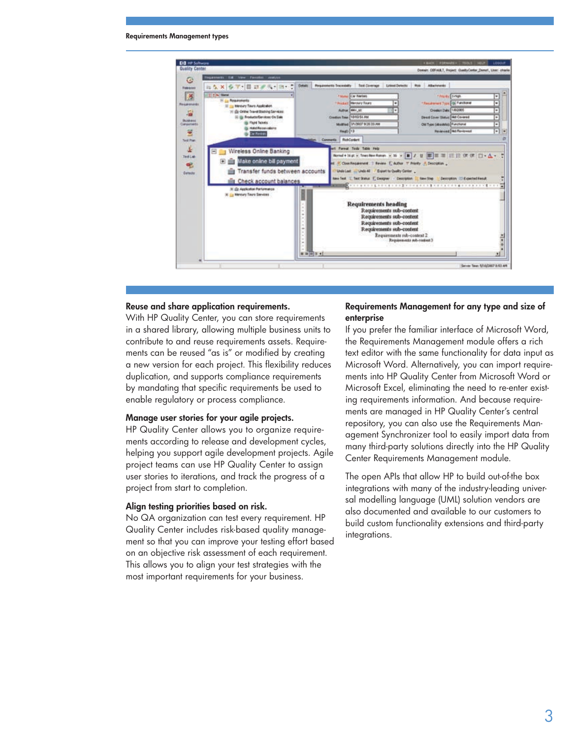## Requirements Management types

### Reuse and share application requirements.

With HP Quality Center, you can store requirements in a shared library, allowing multiple business units to contribute to and reuse requirements assets. Requirements can be reused "as is" or modified by creating a new version for each project. This flexibility reduces duplication, and supports compliance requirements by mandating that specific requirements be used to enable regulatory or process compliance.

### Manage user stories for your agile projects.

HP Quality Center allows you to organize requirements according to release and development cycles, helping you support agile development projects. Agile project teams can use HP Quality Center to assign user stories to iterations, and track the progress of a project from start to completion.

### Align testing priorities based on risk.

No QA organization can test every requirement. HP Quality Center includes risk-based quality management so that you can improve your testing effort based on an objective risk assessment of each requirement. This allows you to align your test strategies with the most important requirements for your business.

### Requirements Management for any type and size of enterprise

If you prefer the familiar interface of Microsoft Word, the Requirements Management module offers a rich text editor with the same functionality for data input as Microsoft Word. Alternatively, you can import requirements into HP Quality Center from Microsoft Word or Microsoft Excel, eliminating the need to re-enter existing requirements information. And because requirements are managed in HP Quality Center's central repository, you can also use the Requirements Management Synchronizer tool to easily import data from many third-party solutions directly into the HP Quality Center Requirements Management module.

The open APIs that allow HP to build out-of-the box integrations with many of the industry-leading universal modelling language (UML) solution vendors are also documented and available to our customers to build custom functionality extensions and third-party integrations.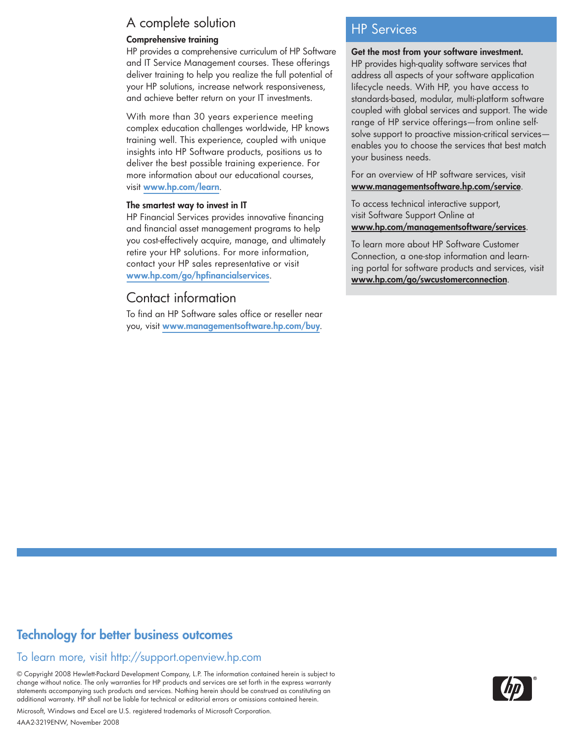## A complete solution

**Comprehensive training**

HP provides a comprehensive curriculum of HP Software and IT Service Management courses. These offerings deliver training to help you realize the full potential of your HP solutions, increase network responsiveness, and achieve better return on your IT investments.

With more than 30 years experience meeting complex education challenges worldwide, HP knows training well. This experience, coupled with unique insights into HP Software products, positions us to deliver the best possible training experience. For more information about our educational courses, visit **www.hp.com/learn**.

**The smartest way to invest in IT**

HP Financial Services provides innovative financing and financial asset management programs to help you cost-effectively acquire, manage, and ultimately retire your HP solutions. For more information, contact your HP sales representative or visit **www.hp.com/go/hpfinancialservices**.

## Contact information

To find an HP Software sales office or reseller near you, visit **www.managementsoftware.hp.com/buy**.

## HP Services

**Get the most from your software investment.**
HP provides high-quality software services that address all aspects of your software application lifecycle needs. With HP, you have access to standards-based, modular, multi-platform software coupled with global services and support. The wide range of HP service offerings—from online self-solve support to proactive mission-critical services—enables you to choose the services that best match your business needs.

For an overview of HP software services, visit **www.managementsoftware.hp.com/service**.

To access technical interactive support, visit Software Support Online at **www.hp.com/managementsoftware/services**.

To learn more about HP Software Customer Connection, a one-stop information and learning portal for software products and services, visit **www.hp.com/go/swcustomerconnection**.

## Technology for better business outcomes

To learn more, visit http://support.openview.hp.com

© Copyright 2008 Hewlett-Packard Development Company, L.P. The information contained herein is subject to change without notice. The only warranties for HP products and services are set forth in the express warranty statements accompanying such products and services. Nothing herein should be construed as constituting an additional warranty. HP shall not be liable for technical or editorial errors or omissions contained herein.

Microsoft, Windows and Excel are U.S. registered trademarks of Microsoft Corporation.

4AA2-3219ENW, November 2008